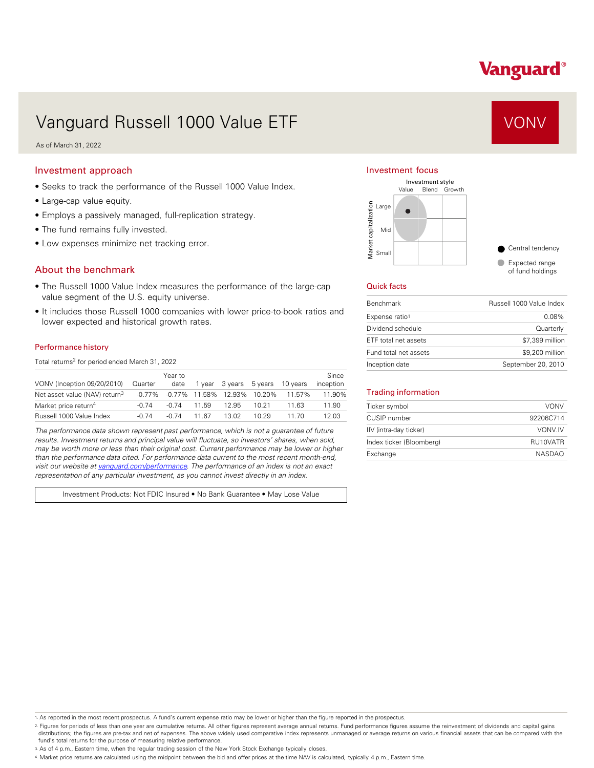Vanguard®

# Vanguard Russell 1000 Value ETF

**VONV**

As of March 31, 2022

## Investment approach

- Seeks to track the performance of the Russell 1000 Value Index.
- Large-cap value equity.
- Employs a passively managed, full-replication strategy.
- The fund remains fully invested.
- Low expenses minimize net tracking error.

## About the benchmark

- The Russell 1000 Value Index measures the performance of the large-cap value segment of the U.S. equity universe.
- It includes those Russell 1000 companies with lower price-to-book ratios and lower expected and historical growth rates.

### Performance history

Total returns[2] for period ended March 31, 2022

| VONV (Inception 09/20/2010) | Quarter | Year to date | 1 year | 3 years | 5 years | 10 years | Since inception |
|---|---|---|---|---|---|---|---|
| Net asset value (NAV) return[3] | -0.77% | -0.77% | 11.58% | 12.93% | 10.20% | 11.57% | 11.90% |
| Market price return[4] | -0.74 | -0.74 | 11.59 | 12.95 | 10.21 | 11.63 | 11.90 |
| Russell 1000 Value Index | -0.74 | -0.74 | 11.67 | 13.02 | 10.29 | 11.70 | 12.03 |

*The performance data shown represent past performance, which is not a guarantee of future results. Investment returns and principal value will fluctuate, so investors' shares, when sold, may be worth more or less than their original cost. Current performance may be lower or higher than the performance data cited. For performance data current to the most recent month-end, visit our website at vanguard.com/performance. The performance of an index is not an exact representation of any particular investment, as you cannot invest directly in an index.*

Investment Products: Not FDIC Insured • No Bank Guarantee • May Lose Value

## Investment focus

Investment style: Value, Blend, Growth

Market capitalization: Large, Mid, Small

- Central tendency
- Expected range of fund holdings

## Quick facts

| | |
|---|---|
| Benchmark | Russell 1000 Value Index |
| Expense ratio[1] | 0.08% |
| Dividend schedule | Quarterly |
| ETF total net assets | $7,399 million |
| Fund total net assets | $9,200 million |
| Inception date | September 20, 2010 |

## Trading information

| | |
|---|---|
| Ticker symbol | VONV |
| CUSIP number | 92206C714 |
| IIV (intra-day ticker) | VONV.IV |
| Index ticker (Bloomberg) | RU10VATR |
| Exchange | NASDAQ |

1. As reported in the most recent prospectus. A fund's current expense ratio may be lower or higher than the figure reported in the prospectus.
2. Figures for periods of less than one year are cumulative returns. All other figures represent average annual returns. Fund performance figures assume the reinvestment of dividends and capital gains distributions; the figures are pre-tax and net of expenses. The above widely used comparative index represents unmanaged or average returns on various financial assets that can be compared with the fund's total returns for the purpose of measuring relative performance.
3. As of 4 p.m., Eastern time, when the regular trading session of the New York Stock Exchange typically closes.
4. Market price returns are calculated using the midpoint between the bid and offer prices at the time NAV is calculated, typically 4 p.m., Eastern time.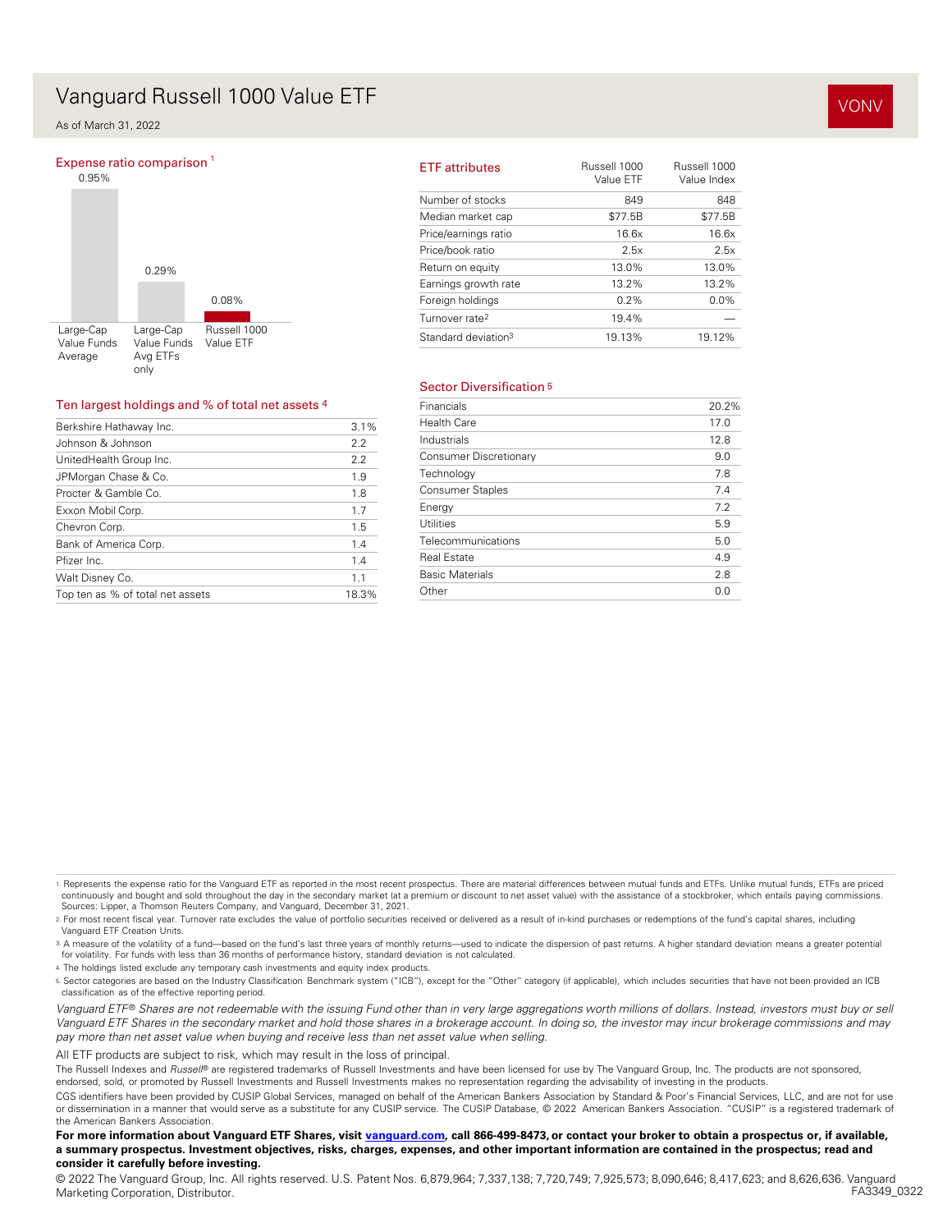# Vanguard Russell 1000 Value ETF

As of March 31, 2022

VONV

## Expense ratio comparison [1]

0.95%

0.29%

0.08%

Large-Cap Value Funds Average

Large-Cap Value Funds Avg ETFs only

Russell 1000 Value ETF

## ETF attributes

| | Russell 1000 Value ETF | Russell 1000 Value Index |
|---|---|---|
| Number of stocks | 849 | 848 |
| Median market cap | $77.5B | $77.5B |
| Price/earnings ratio | 16.6x | 16.6x |
| Price/book ratio | 2.5x | 2.5x |
| Return on equity | 13.0% | 13.0% |
| Earnings growth rate | 13.2% | 13.2% |
| Foreign holdings | 0.2% | 0.0% |
| Turnover rate[2] | 19.4% | — |
| Standard deviation[3] | 19.13% | 19.12% |

## Ten largest holdings and % of total net assets [4]

| | |
|---|---|
| Berkshire Hathaway Inc. | 3.1% |
| Johnson & Johnson | 2.2 |
| UnitedHealth Group Inc. | 2.2 |
| JPMorgan Chase & Co. | 1.9 |
| Procter & Gamble Co. | 1.8 |
| Exxon Mobil Corp. | 1.7 |
| Chevron Corp. | 1.5 |
| Bank of America Corp. | 1.4 |
| Pfizer Inc. | 1.4 |
| Walt Disney Co. | 1.1 |
| Top ten as % of total net assets | 18.3% |

## Sector Diversification [5]

| | |
|---|---|
| Financials | 20.2% |
| Health Care | 17.0 |
| Industrials | 12.8 |
| Consumer Discretionary | 9.0 |
| Technology | 7.8 |
| Consumer Staples | 7.4 |
| Energy | 7.2 |
| Utilities | 5.9 |
| Telecommunications | 5.0 |
| Real Estate | 4.9 |
| Basic Materials | 2.8 |
| Other | 0.0 |

1. Represents the expense ratio for the Vanguard ETF as reported in the most recent prospectus. There are material differences between mutual funds and ETFs. Unlike mutual funds, ETFs are priced continuously and bought and sold throughout the day in the secondary market (at a premium or discount to net asset value) with the assistance of a stockbroker, which entails paying commissions. Sources: Lipper, a Thomson Reuters Company, and Vanguard, December 31, 2021.
2. For most recent fiscal year. Turnover rate excludes the value of portfolio securities received or delivered as a result of in-kind purchases or redemptions of the fund's capital shares, including Vanguard ETF Creation Units.
3. A measure of the volatility of a fund—based on the fund's last three years of monthly returns—used to indicate the dispersion of past returns. A higher standard deviation means a greater potential for volatility. For funds with less than 36 months of performance history, standard deviation is not calculated.
4. The holdings listed exclude any temporary cash investments and equity index products.
5. Sector categories are based on the Industry Classification Benchmark system ("ICB"), except for the "Other" category (if applicable), which includes securities that have not been provided an ICB classification as of the effective reporting period.

*Vanguard ETF® Shares are not redeemable with the issuing Fund other than in very large aggregations worth millions of dollars. Instead, investors must buy or sell Vanguard ETF Shares in the secondary market and hold those shares in a brokerage account. In doing so, the investor may incur brokerage commissions and may pay more than net asset value when buying and receive less than net asset value when selling.*

All ETF products are subject to risk, which may result in the loss of principal.

The Russell Indexes and *Russell*® are registered trademarks of Russell Investments and have been licensed for use by The Vanguard Group, Inc. The products are not sponsored, endorsed, sold, or promoted by Russell Investments and Russell Investments makes no representation regarding the advisability of investing in the products.

CGS identifiers have been provided by CUSIP Global Services, managed on behalf of the American Bankers Association by Standard & Poor's Financial Services, LLC, and are not for use or dissemination in a manner that would serve as a substitute for any CUSIP service. The CUSIP Database, © 2022 American Bankers Association. "CUSIP" is a registered trademark of the American Bankers Association.

**For more information about Vanguard ETF Shares, visit vanguard.com, call 866-499-8473, or contact your broker to obtain a prospectus or, if available, a summary prospectus. Investment objectives, risks, charges, expenses, and other important information are contained in the prospectus; read and consider it carefully before investing.**

© 2022 The Vanguard Group, Inc. All rights reserved. U.S. Patent Nos. 6,879,964; 7,337,138; 7,720,749; 7,925,573; 8,090,646; 8,417,623; and 8,626,636. Vanguard Marketing Corporation, Distributor.

FA3349_0322